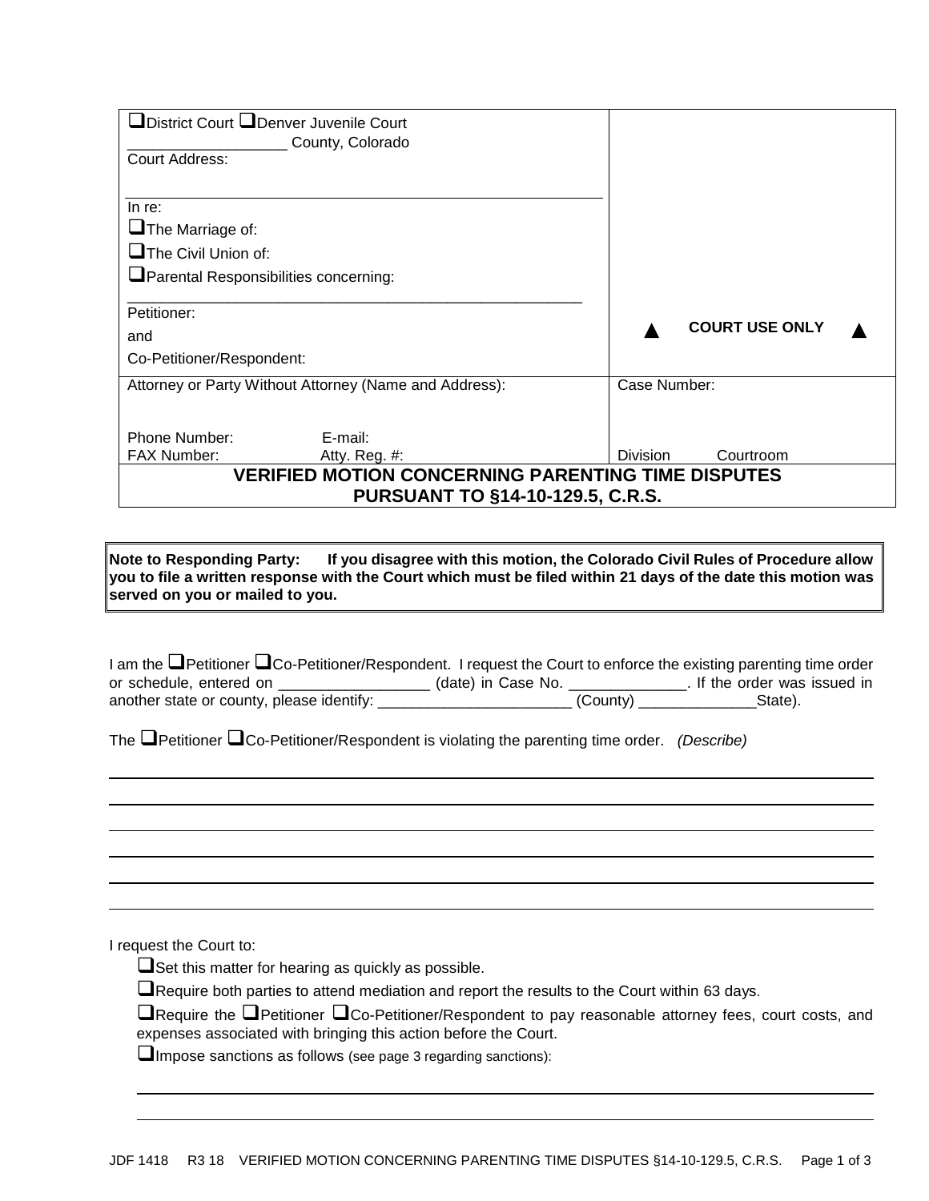| | |
|---|---|
| ❑District Court ❑Denver Juvenile Court<br>__________________ County, Colorado<br>Court Address:<br><br>In re:<br>❑The Marriage of:<br>❑The Civil Union of:<br>❑Parental Responsibilities concerning:<br>______________________________________________________<br>Petitioner:<br>and<br>Co-Petitioner/Respondent: | ▲ **COURT USE ONLY** ▲ |
| Attorney or Party Without Attorney (Name and Address):<br><br>Phone Number: E-mail:<br>FAX Number: Atty. Reg. #: | Case Number:<br><br>Division Courtroom |

**VERIFIED MOTION CONCERNING PARENTING TIME DISPUTES PURSUANT TO §14-10-129.5, C.R.S.**

**Note to Responding Party: If you disagree with this motion, the Colorado Civil Rules of Procedure allow you to file a written response with the Court which must be filed within 21 days of the date this motion was served on you or mailed to you.**

I am the ❑Petitioner ❑Co-Petitioner/Respondent. I request the Court to enforce the existing parenting time order or schedule, entered on _________________ (date) in Case No. ______________. If the order was issued in another state or county, please identify: _______________________ (County) ______________State).

The ❑Petitioner ❑Co-Petitioner/Respondent is violating the parenting time order. *(Describe)*

______________________________________________________________________________

______________________________________________________________________________

______________________________________________________________________________

______________________________________________________________________________

______________________________________________________________________________

______________________________________________________________________________

I request the Court to:

❑Set this matter for hearing as quickly as possible.

❑Require both parties to attend mediation and report the results to the Court within 63 days.

❑Require the ❑Petitioner ❑Co-Petitioner/Respondent to pay reasonable attorney fees, court costs, and expenses associated with bringing this action before the Court.

❑Impose sanctions as follows (see page 3 regarding sanctions):

______________________________________________________________________________

______________________________________________________________________________

JDF 1418 R3 18 VERIFIED MOTION CONCERNING PARENTING TIME DISPUTES §14-10-129.5, C.R.S.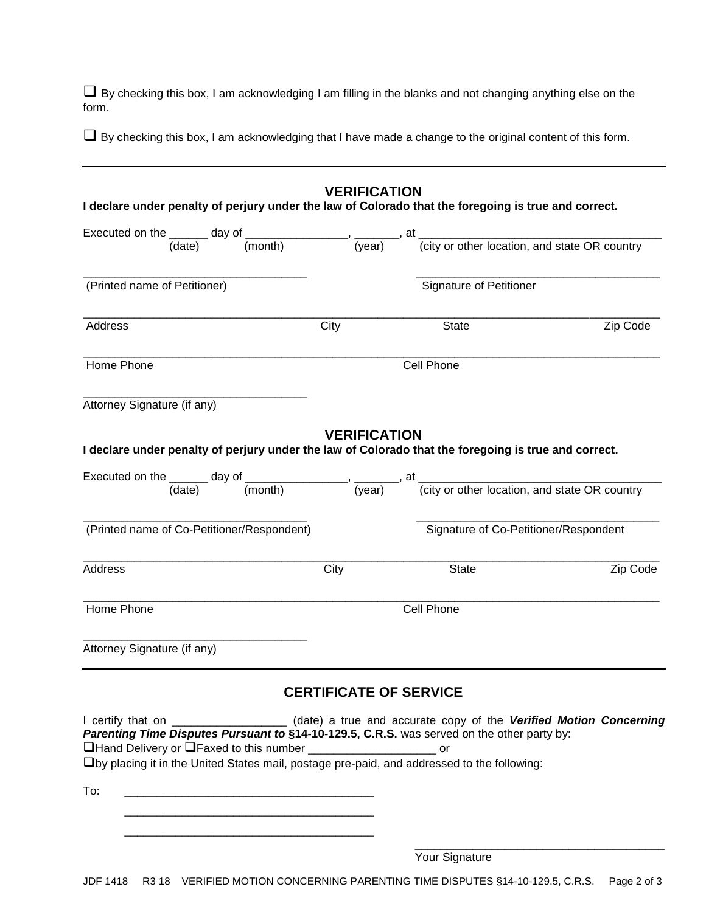❑ By checking this box, I am acknowledging I am filling in the blanks and not changing anything else on the form.

❑ By checking this box, I am acknowledging that I have made a change to the original content of this form.

---

## VERIFICATION

**I declare under penalty of perjury under the law of Colorado that the foregoing is true and correct.**

Executed on the ______ day of ________________, _______, at _______________________________________
(date) (month) (year) (city or other location, and state OR country

____________________________________ ________________________________________
(Printed name of Petitioner) Signature of Petitioner

_____________________________________________________________________________________________
Address City State Zip Code

_____________________________________________________________________________________________
Home Phone Cell Phone

____________________________________
Attorney Signature (if any)

## VERIFICATION

**I declare under penalty of perjury under the law of Colorado that the foregoing is true and correct.**

Executed on the ______ day of ________________, _______, at _______________________________________
(date) (month) (year) (city or other location, and state OR country

____________________________________ ________________________________________
(Printed name of Co-Petitioner/Respondent) Signature of Co-Petitioner/Respondent

_____________________________________________________________________________________________
Address City State Zip Code

_____________________________________________________________________________________________
Home Phone Cell Phone

____________________________________
Attorney Signature (if any)

---

## CERTIFICATE OF SERVICE

I certify that on __________________ (date) a true and accurate copy of the ***Verified Motion Concerning Parenting Time Disputes Pursuant to* §14-10-129.5, C.R.S.** was served on the other party by:
❑Hand Delivery or ❑Faxed to this number ____________________ or
❑by placing it in the United States mail, postage pre-paid, and addressed to the following:

To: ________________________________________
________________________________________
________________________________________

________________________________________
Your Signature

JDF 1418 R3 18 VERIFIED MOTION CONCERNING PARENTING TIME DISPUTES §14-10-129.5, C.R.S.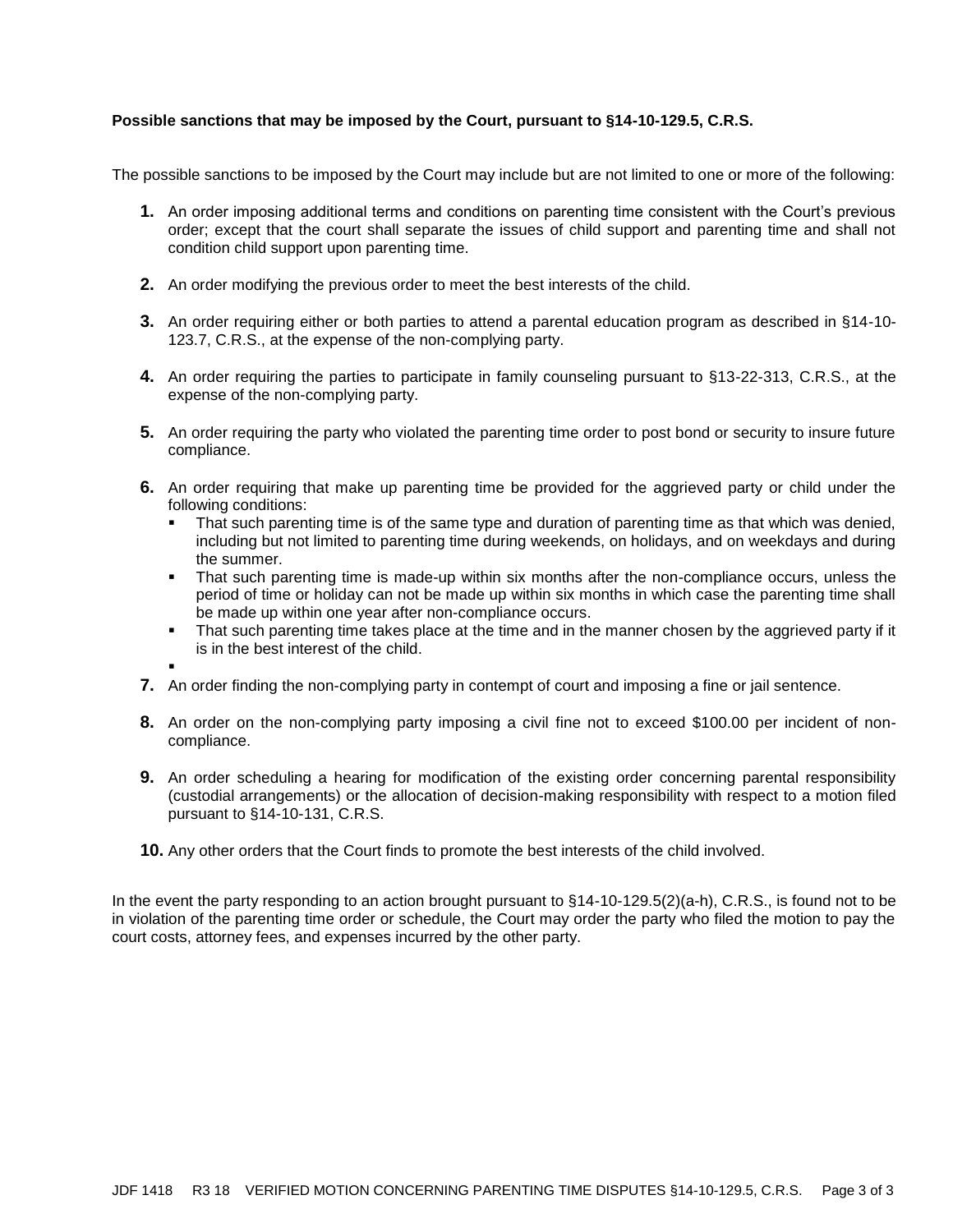**Possible sanctions that may be imposed by the Court, pursuant to §14-10-129.5, C.R.S.**

The possible sanctions to be imposed by the Court may include but are not limited to one or more of the following:

1. An order imposing additional terms and conditions on parenting time consistent with the Court's previous order; except that the court shall separate the issues of child support and parenting time and shall not condition child support upon parenting time.
2. An order modifying the previous order to meet the best interests of the child.
3. An order requiring either or both parties to attend a parental education program as described in §14-10-123.7, C.R.S., at the expense of the non-complying party.
4. An order requiring the parties to participate in family counseling pursuant to §13-22-313, C.R.S., at the expense of the non-complying party.
5. An order requiring the party who violated the parenting time order to post bond or security to insure future compliance.
6. An order requiring that make up parenting time be provided for the aggrieved party or child under the following conditions:
   - That such parenting time is of the same type and duration of parenting time as that which was denied, including but not limited to parenting time during weekends, on holidays, and on weekdays and during the summer.
   - That such parenting time is made-up within six months after the non-compliance occurs, unless the period of time or holiday can not be made up within six months in which case the parenting time shall be made up within one year after non-compliance occurs.
   - That such parenting time takes place at the time and in the manner chosen by the aggrieved party if it is in the best interest of the child.
7. An order finding the non-complying party in contempt of court and imposing a fine or jail sentence.
8. An order on the non-complying party imposing a civil fine not to exceed $100.00 per incident of non-compliance.
9. An order scheduling a hearing for modification of the existing order concerning parental responsibility (custodial arrangements) or the allocation of decision-making responsibility with respect to a motion filed pursuant to §14-10-131, C.R.S.
10. Any other orders that the Court finds to promote the best interests of the child involved.

In the event the party responding to an action brought pursuant to §14-10-129.5(2)(a-h), C.R.S., is found not to be in violation of the parenting time order or schedule, the Court may order the party who filed the motion to pay the court costs, attorney fees, and expenses incurred by the other party.